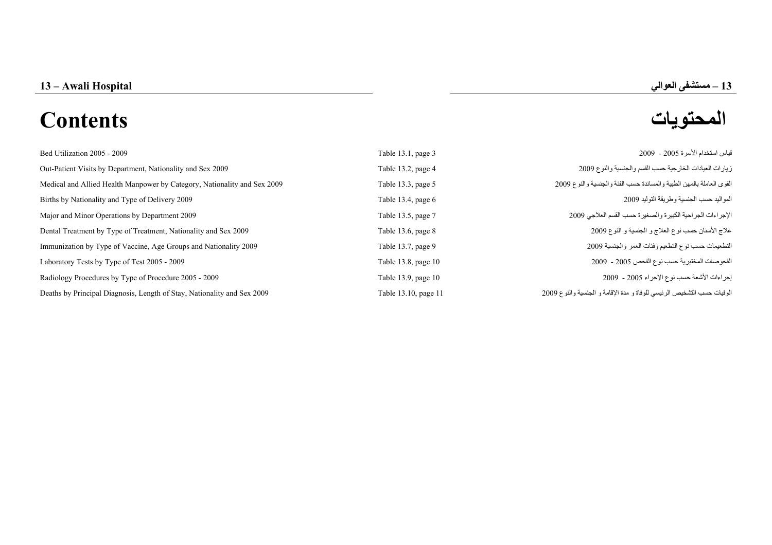# 13 – Awali Hospital

# 13 – مستشفى العوالي

# Contents

# المحتويات

| | | |
|---|---|---|
| Bed Utilization 2005 - 2009 | Table 13.1, page 3 | قياس استخدام الأسرة 2005 - 2009 |
| Out-Patient Visits by Department, Nationality and Sex 2009 | Table 13.2, page 4 | زيارات العيادات الخارجية حسب القسم والجنسية والنوع 2009 |
| Medical and Allied Health Manpower by Category, Nationality and Sex 2009 | Table 13.3, page 5 | القوى العاملة بالمهن الطبية والمساندة حسب الفئة والجنسية والنوع 2009 |
| Births by Nationality and Type of Delivery 2009 | Table 13.4, page 6 | المواليد حسب الجنسية وطريقة التوليد 2009 |
| Major and Minor Operations by Department 2009 | Table 13.5, page 7 | الإجراءات الجراحية الكبيرة والصغيرة حسب القسم العلاجي 2009 |
| Dental Treatment by Type of Treatment, Nationality and Sex 2009 | Table 13.6, page 8 | علاج الأسنان حسب نوع العلاج و الجنسية و النوع 2009 |
| Immunization by Type of Vaccine, Age Groups and Nationality 2009 | Table 13.7, page 9 | التطعيمات حسب نوع التطعيم وفئات العمر والجنسية 2009 |
| Laboratory Tests by Type of Test 2005 - 2009 | Table 13.8, page 10 | الفحوصات المختبرية حسب نوع الفحص 2005 - 2009 |
| Radiology Procedures by Type of Procedure 2005 - 2009 | Table 13.9, page 10 | إجراءات الأشعة حسب نوع الإجراء 2005 - 2009 |
| Deaths by Principal Diagnosis, Length of Stay, Nationality and Sex 2009 | Table 13.10, page 11 | الوفيات حسب التشخيص الرئيسي للوفاة و مدة الإقامة و الجنسية والنوع 2009 |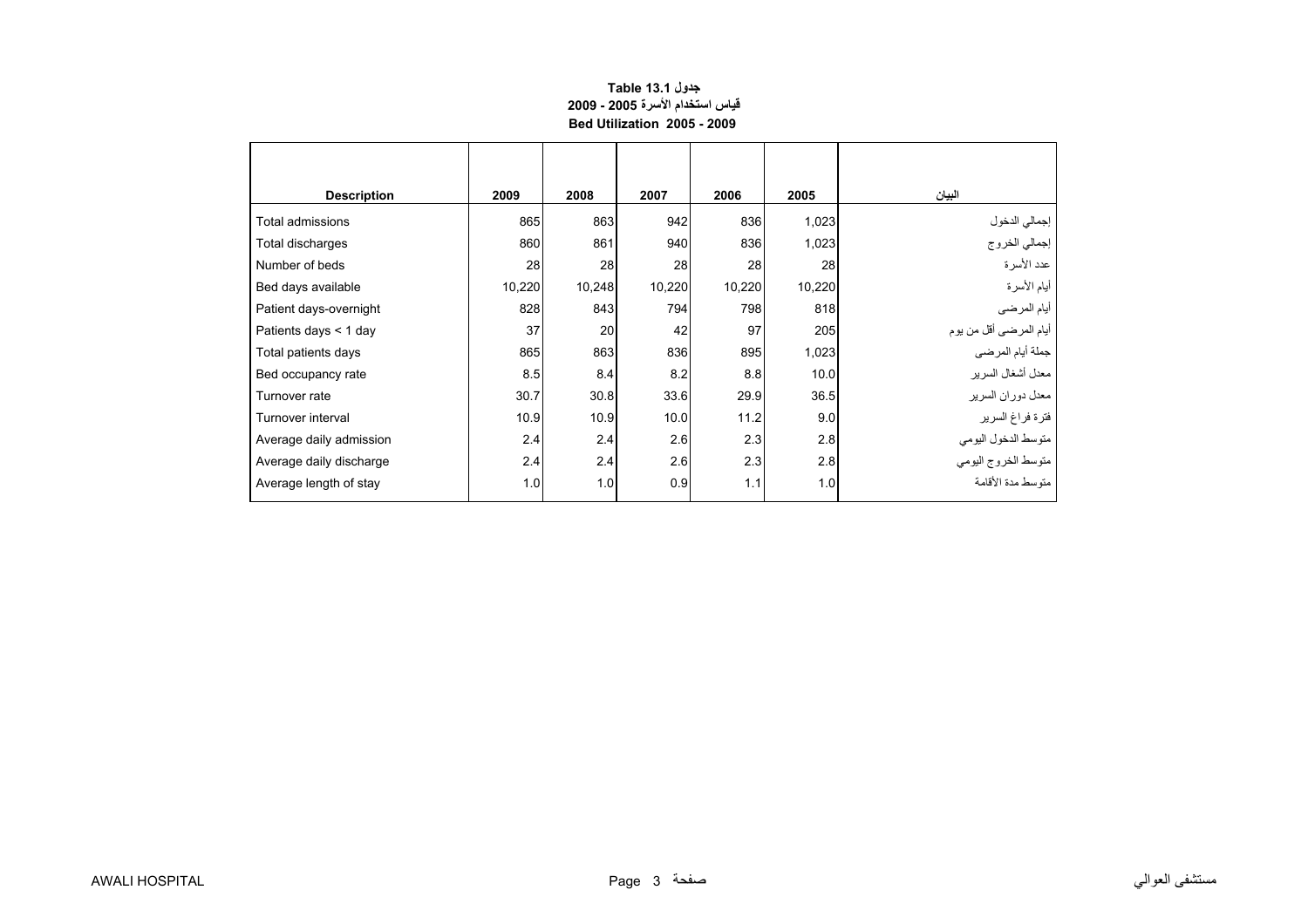**جدول Table 13.1**

**قياس استخدام الأسرة 2005 - 2009**

**Bed Utilization 2005 - 2009**

| Description | 2009 | 2008 | 2007 | 2006 | 2005 | البيان |
|---|---|---|---|---|---|---|
| Total admissions | 865 | 863 | 942 | 836 | 1,023 | إجمالي الدخول |
| Total discharges | 860 | 861 | 940 | 836 | 1,023 | إجمالي الخروج |
| Number of beds | 28 | 28 | 28 | 28 | 28 | عدد الأسرة |
| Bed days available | 10,220 | 10,248 | 10,220 | 10,220 | 10,220 | أيام الأسرة |
| Patient days-overnight | 828 | 843 | 794 | 798 | 818 | أيام المرضى |
| Patients days < 1 day | 37 | 20 | 42 | 97 | 205 | أيام المرضى أقل من يوم |
| Total patients days | 865 | 863 | 836 | 895 | 1,023 | جملة أيام المرضى |
| Bed occupancy rate | 8.5 | 8.4 | 8.2 | 8.8 | 10.0 | معدل أشغال السرير |
| Turnover rate | 30.7 | 30.8 | 33.6 | 29.9 | 36.5 | معدل دوران السرير |
| Turnover interval | 10.9 | 10.9 | 10.0 | 11.2 | 9.0 | فترة فراغ السرير |
| Average daily admission | 2.4 | 2.4 | 2.6 | 2.3 | 2.8 | متوسط الدخول اليومي |
| Average daily discharge | 2.4 | 2.4 | 2.6 | 2.3 | 2.8 | متوسط الخروج اليومي |
| Average length of stay | 1.0 | 1.0 | 0.9 | 1.1 | 1.0 | متوسط مدة الأقامة |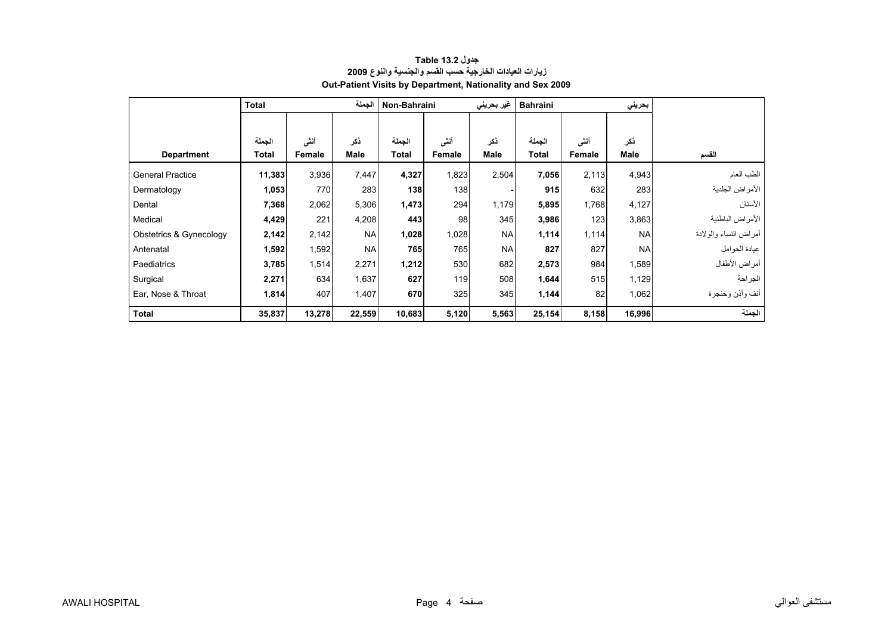**جدول Table 13.2**

**زيارات العيادات الخارجية حسب القسم والجنسية والنوع 2009**

**Out-Patient Visits by Department, Nationality and Sex 2009**

| | Total | | الجملة | Non-Bahraini | | غير بحريني | Bahraini | | بحريني | |
|---|---|---|---|---|---|---|---|---|---|---|
| **Department** | الجملة **Total** | أنثى **Female** | ذكر **Male** | الجملة **Total** | أنثى **Female** | ذكر **Male** | الجملة **Total** | أنثى **Female** | ذكر **Male** | **القسم** |
| General Practice | **11,383** | 3,936 | 7,447 | **4,327** | 1,823 | 2,504 | **7,056** | 2,113 | 4,943 | الطب العام |
| Dermatology | **1,053** | 770 | 283 | **138** | 138 | - | **915** | 632 | 283 | الأمراض الجلدية |
| Dental | **7,368** | 2,062 | 5,306 | **1,473** | 294 | 1,179 | **5,895** | 1,768 | 4,127 | الأسنان |
| Medical | **4,429** | 221 | 4,208 | **443** | 98 | 345 | **3,986** | 123 | 3,863 | الأمراض الباطنية |
| Obstetrics & Gynecology | **2,142** | 2,142 | NA | **1,028** | 1,028 | NA | **1,114** | 1,114 | NA | أمراض النساء والولادة |
| Antenatal | **1,592** | 1,592 | NA | **765** | 765 | NA | **827** | 827 | NA | عيادة الحوامل |
| Paediatrics | **3,785** | 1,514 | 2,271 | **1,212** | 530 | 682 | **2,573** | 984 | 1,589 | أمراض الأطفال |
| Surgical | **2,271** | 634 | 1,637 | **627** | 119 | 508 | **1,644** | 515 | 1,129 | الجراحة |
| Ear, Nose & Throat | **1,814** | 407 | 1,407 | **670** | 325 | 345 | **1,144** | 82 | 1,062 | أنف وأذن وحنجرة |
| **Total** | **35,837** | **13,278** | **22,559** | **10,683** | **5,120** | **5,563** | **25,154** | **8,158** | **16,996** | **الجملة** |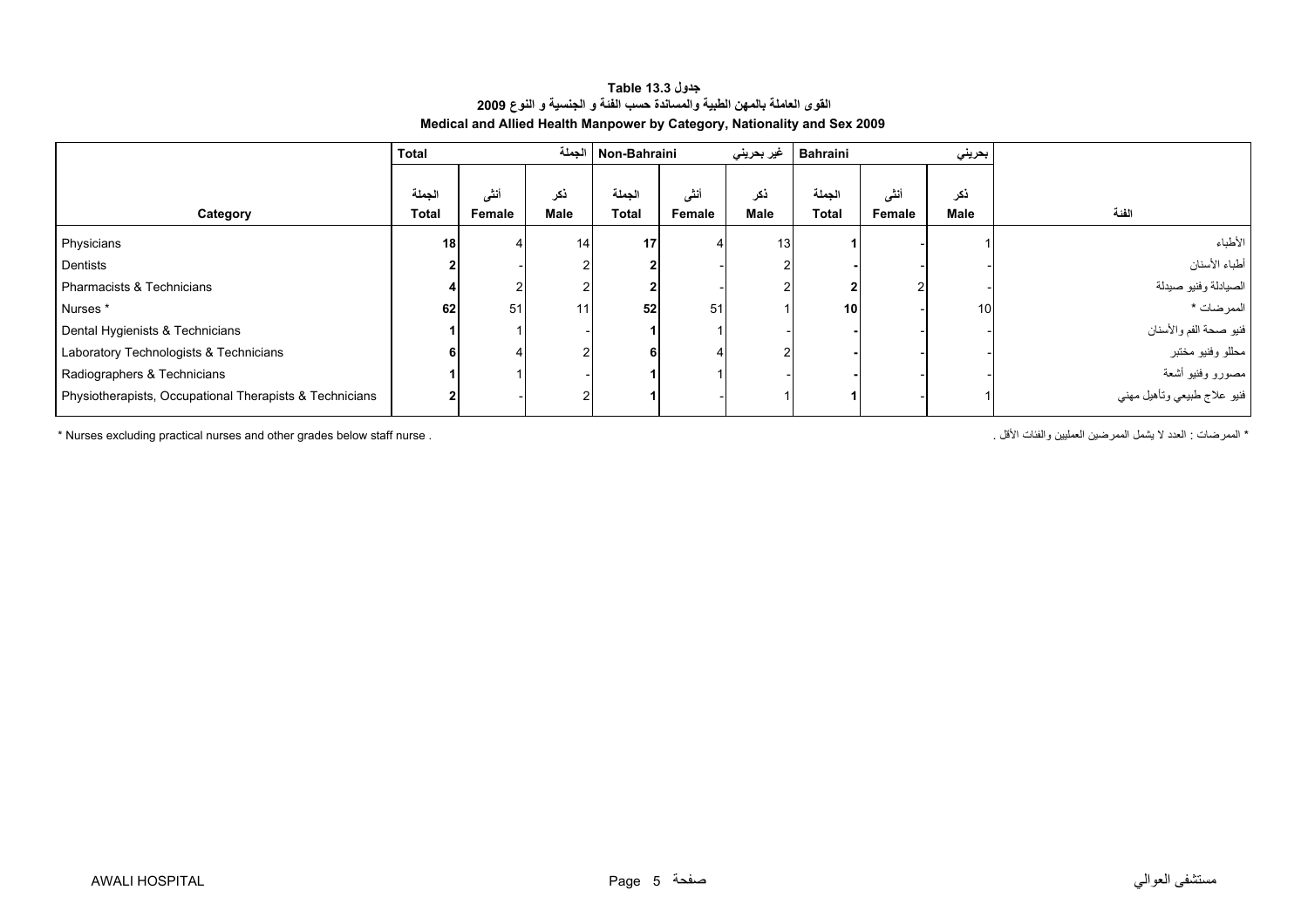**جدول 13.3 Table**

**القوى العاملة بالمهن الطبية والمساندة حسب الفئة و الجنسية و النوع 2009**

**Medical and Allied Health Manpower by Category, Nationality and Sex 2009**

| Category | Total الجملة | | | Non-Bahraini غير بحريني | | | Bahraini بحريني | | | الفئة |
|---|---|---|---|---|---|---|---|---|---|---|
| | الجملة Total | أنثى Female | ذكر Male | الجملة Total | أنثى Female | ذكر Male | الجملة Total | أنثى Female | ذكر Male | |
| Physicians | 18 | 4 | 14 | 17 | 4 | 13 | 1 | - | 1 | الأطباء |
| Dentists | 2 | - | 2 | 2 | - | 2 | - | - | - | أطباء الأسنان |
| Pharmacists & Technicians | 4 | 2 | 2 | 2 | - | 2 | 2 | 2 | - | الصيادلة وفنيو صيدلة |
| Nurses * | 62 | 51 | 11 | 52 | 51 | 1 | 10 | - | 10 | الممرضات * |
| Dental Hygienists & Technicians | 1 | 1 | - | 1 | 1 | - | - | - | - | فنيو صحة الفم والأسنان |
| Laboratory Technologists & Technicians | 6 | 4 | 2 | 6 | 4 | 2 | - | - | - | محللو وفنيو مختبر |
| Radiographers & Technicians | 1 | 1 | - | 1 | 1 | - | - | - | - | مصورو وفنيو أشعة |
| Physiotherapists, Occupational Therapists & Technicians | 2 | - | 2 | 1 | - | 1 | 1 | - | 1 | فنيو علاج طبيعي وتأهيل مهني |

* Nurses excluding practical nurses and other grades below staff nurse .

* الممرضات : العدد لا يشمل الممرضين العمليين والفئات الأقل .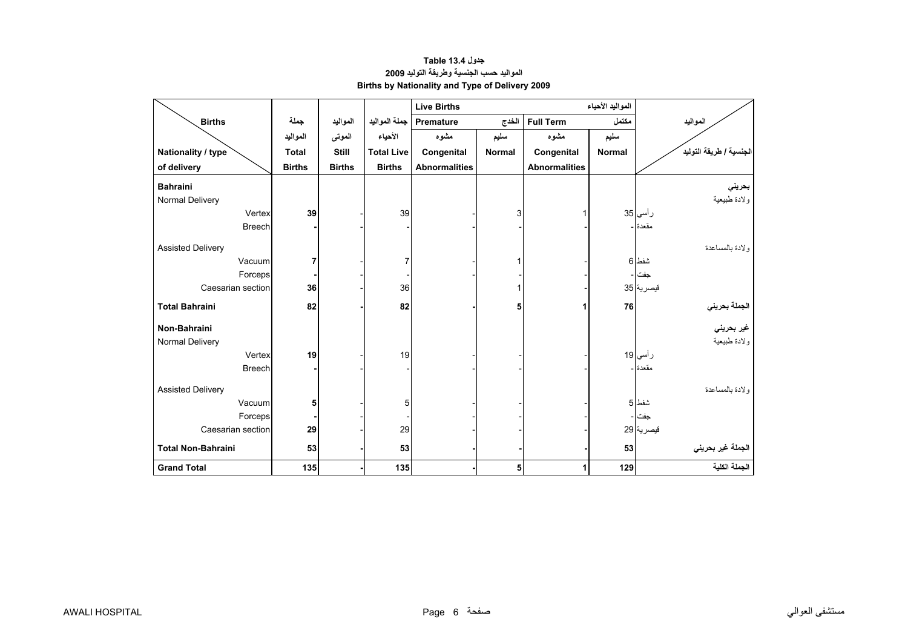**جدول Table 13.4**
**المواليد حسب الجنسية وطريقة التوليد 2009**
**Births by Nationality and Type of Delivery 2009**

| Births / Nationality / type of delivery | جملة المواليد Total Births | المواليد الموتى Still Births | جملة المواليد الأحياء Total Live Births | Live Births المواليد الأحياء — Premature الخدج — مشوه Congenital Abnormalities | Premature الخدج — سليم Normal | Full Term مكتمل — مشوه Congenital Abnormalities | Full Term مكتمل — سليم Normal | المواليد / الجنسية / طريقة التوليد |
|---|---|---|---|---|---|---|---|---|
| **Bahraini** | | | | | | | | **بحريني** |
| Normal Delivery | | | | | | | | ولادة طبيعية |
| Vertex | **39** | - | 39 | - | 3 | 1 | 35 | رأسي |
| Breech | **-** | - | - | - | - | - | - | مقعدة |
| Assisted Delivery | | | | | | | | ولادة بالمساعدة |
| Vacuum | **7** | - | 7 | - | 1 | - | 6 | شفط |
| Forceps | **-** | - | - | - | - | - | - | جفت |
| Caesarian section | **36** | - | 36 | - | 1 | - | 35 | قيصرية |
| **Total Bahraini** | **82** | **-** | **82** | **-** | **5** | **1** | **76** | **الجملة بحريني** |
| **Non-Bahraini** | | | | | | | | **غير بحريني** |
| Normal Delivery | | | | | | | | ولادة طبيعية |
| Vertex | **19** | - | 19 | - | - | - | 19 | رأسي |
| Breech | **-** | - | - | - | - | - | - | مقعدة |
| Assisted Delivery | | | | | | | | ولادة بالمساعدة |
| Vacuum | **5** | - | 5 | - | - | - | 5 | شفط |
| Forceps | **-** | - | - | - | - | - | - | جفت |
| Caesarian section | **29** | - | 29 | - | - | - | 29 | قيصرية |
| **Total Non-Bahraini** | **53** | **-** | **53** | **-** | **-** | **-** | **53** | **الجملة غير بحريني** |
| **Grand Total** | **135** | **-** | **135** | **-** | **5** | **1** | **129** | **الجملة الكلية** |

AWALI HOSPITAL مستشفى العوالي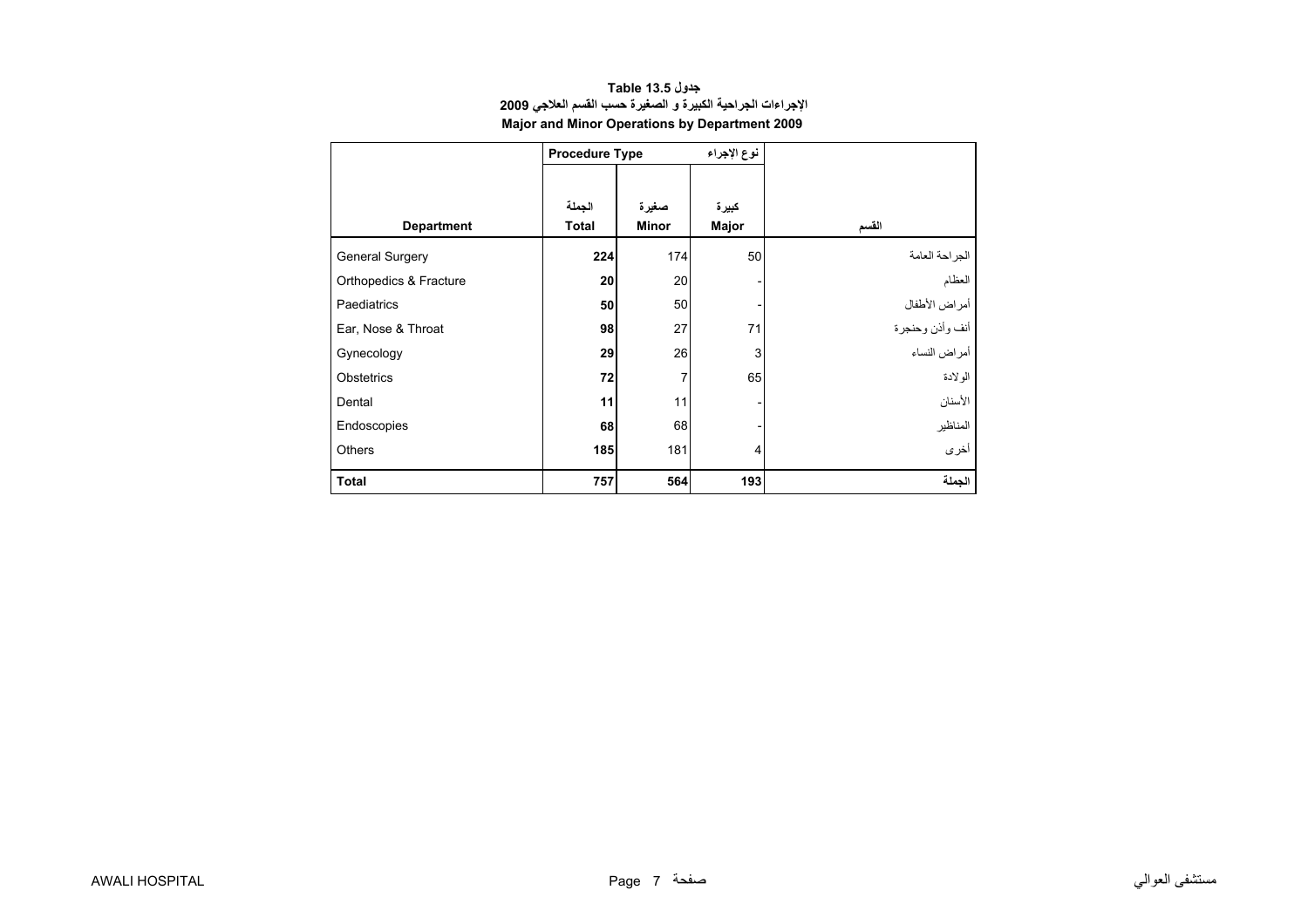**جدول 13.5 Table**

**الإجراءات الجراحية الكبيرة و الصغيرة حسب القسم العلاجي 2009**

**Major and Minor Operations by Department 2009**

| | Procedure Type نوع الإجراء | | | |
|---|---|---|---|---|
| **Department** | **الجملة Total** | **صغيرة Minor** | **كبيرة Major** | **القسم** |
| General Surgery | **224** | 174 | 50 | الجراحة العامة |
| Orthopedics & Fracture | **20** | 20 | - | العظام |
| Paediatrics | **50** | 50 | - | أمراض الأطفال |
| Ear, Nose & Throat | **98** | 27 | 71 | أنف وأذن وحنجرة |
| Gynecology | **29** | 26 | 3 | أمراض النساء |
| Obstetrics | **72** | 7 | 65 | الولادة |
| Dental | **11** | 11 | - | الأسنان |
| Endoscopies | **68** | 68 | - | المناظير |
| Others | **185** | 181 | 4 | أخرى |
| **Total** | **757** | **564** | **193** | **الجملة** |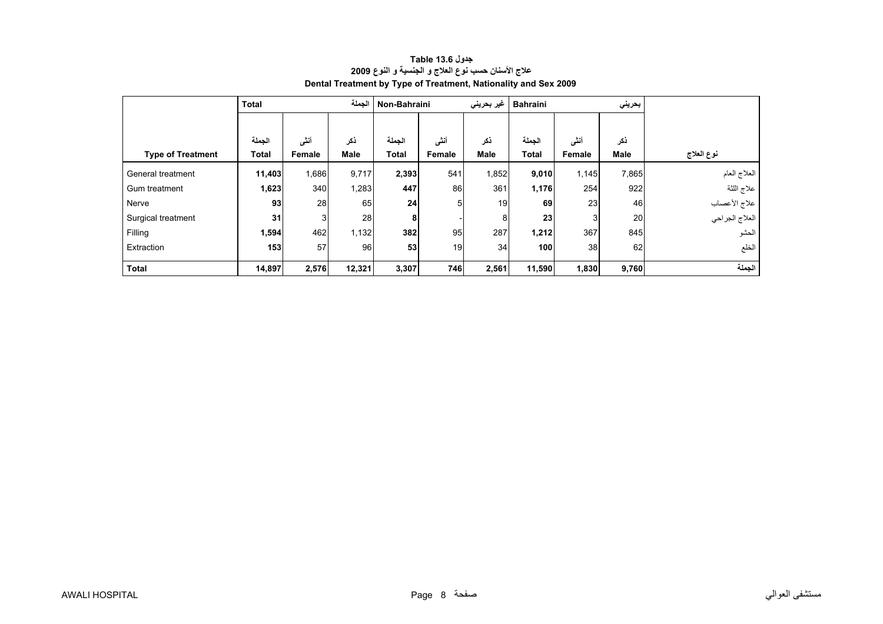**جدول Table 13.6**

**علاج الأسنان حسب نوع العلاج و الجنسية و النوع 2009**

**Dental Treatment by Type of Treatment, Nationality and Sex 2009**

| | Total | | الجملة | Non-Bahraini | | غير بحريني | Bahraini | | بحريني | |
|---|---|---|---|---|---|---|---|---|---|---|
| **Type of Treatment** | الجملة **Total** | أنثى **Female** | ذكر **Male** | الجملة **Total** | أنثى **Female** | ذكر **Male** | الجملة **Total** | أنثى **Female** | ذكر **Male** | نوع العلاج |
| General treatment | **11,403** | 1,686 | 9,717 | **2,393** | 541 | 1,852 | **9,010** | 1,145 | 7,865 | العلاج العام |
| Gum treatment | **1,623** | 340 | 1,283 | **447** | 86 | 361 | **1,176** | 254 | 922 | علاج اللثة |
| Nerve | **93** | 28 | 65 | **24** | 5 | 19 | **69** | 23 | 46 | علاج الأعصاب |
| Surgical treatment | **31** | 3 | 28 | **8** | - | 8 | **23** | 3 | 20 | العلاج الجراحي |
| Filling | **1,594** | 462 | 1,132 | **382** | 95 | 287 | **1,212** | 367 | 845 | الحشو |
| Extraction | **153** | 57 | 96 | **53** | 19 | 34 | **100** | 38 | 62 | الخلع |
| **Total** | **14,897** | **2,576** | **12,321** | **3,307** | **746** | **2,561** | **11,590** | **1,830** | **9,760** | **الجملة** |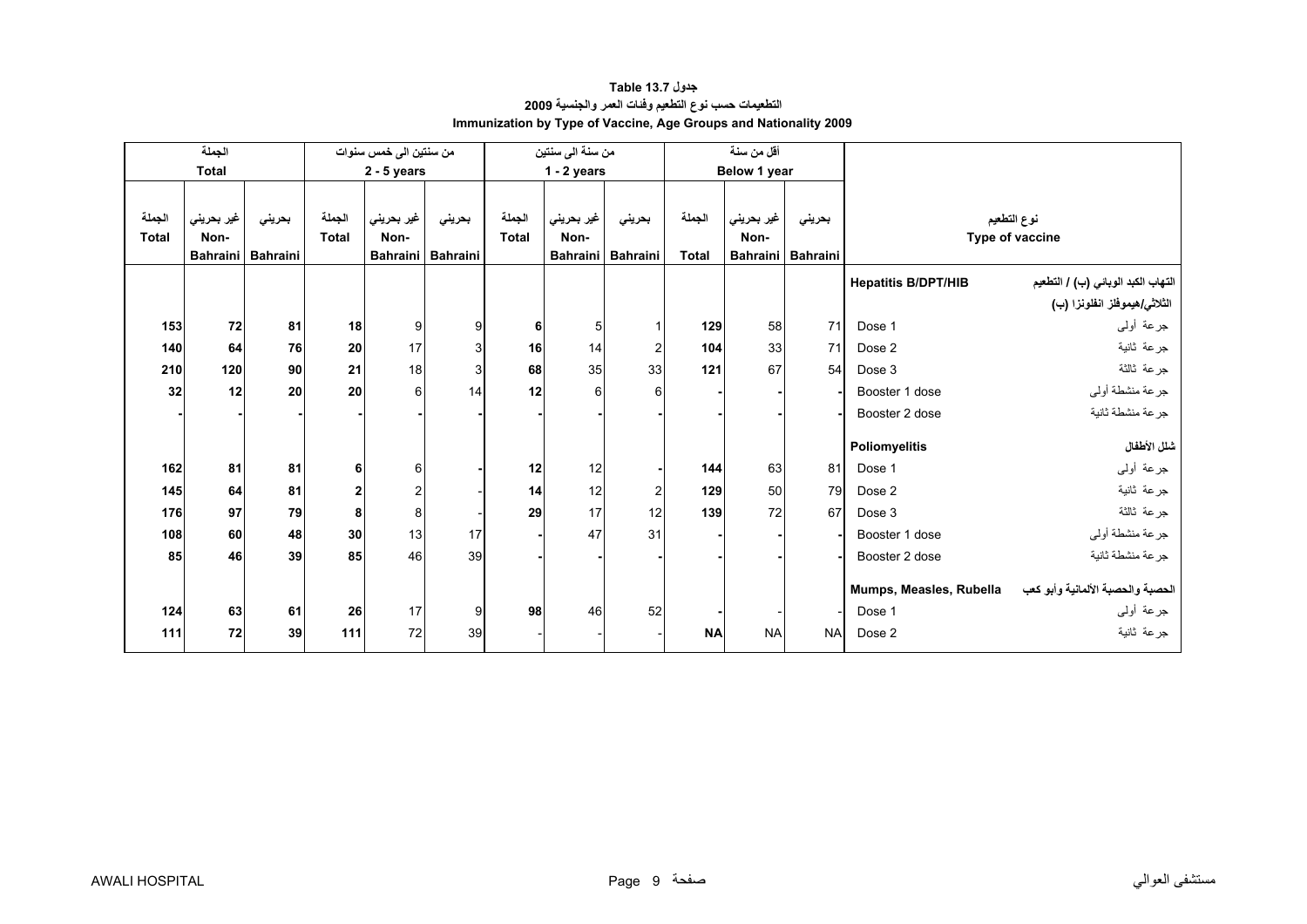**جدول Table 13.7**

**التطعيمات حسب نوع التطعيم وفئات العمر والجنسية 2009**

**Immunization by Type of Vaccine, Age Groups and Nationality 2009**

| الجملة Total | | | من سنتين الى خمس سنوات 2 - 5 years | | | من سنة الى سنتين 1 - 2 years | | | أقل من سنة Below 1 year | | | نوع التطعيم Type of vaccine | |
|---|---|---|---|---|---|---|---|---|---|---|---|---|---|
| الجملة Total | غير بحريني Non-Bahraini | بحريني Bahraini | الجملة Total | غير بحريني Non-Bahraini | بحريني Bahraini | الجملة Total | غير بحريني Non-Bahraini | بحريني Bahraini | الجملة Total | غير بحريني Non-Bahraini | بحريني Bahraini | | |
| | | | | | | | | | | | | **Hepatitis B/DPT/HIB** | **التهاب الكبد الوبائي (ب) / التطعيم الثلاثي/هيموفلز انفلونزا (ب)** |
| **153** | **72** | **81** | **18** | 9 | 9 | **6** | 5 | 1 | **129** | 58 | 71 | Dose 1 | جرعة أولى |
| **140** | **64** | **76** | **20** | 17 | 3 | **16** | 14 | 2 | **104** | 33 | 71 | Dose 2 | جرعة ثانية |
| **210** | **120** | **90** | **21** | 18 | 3 | **68** | 35 | 33 | **121** | 67 | 54 | Dose 3 | جرعة ثالثة |
| **32** | **12** | **20** | **20** | 6 | 14 | **12** | 6 | 6 | **-** | - | - | Booster 1 dose | جرعة منشطة أولى |
| **-** | **-** | **-** | **-** | - | - | **-** | - | - | **-** | - | - | Booster 2 dose | جرعة منشطة ثانية |
| | | | | | | | | | | | | **Poliomyelitis** | **شلل الأطفال** |
| **162** | **81** | **81** | **6** | 6 | - | **12** | 12 | - | **144** | 63 | 81 | Dose 1 | جرعة أولى |
| **145** | **64** | **81** | **2** | 2 | - | **14** | 12 | 2 | **129** | 50 | 79 | Dose 2 | جرعة ثانية |
| **176** | **97** | **79** | **8** | 8 | - | **29** | 17 | 12 | **139** | 72 | 67 | Dose 3 | جرعة ثالثة |
| **108** | **60** | **48** | **30** | 13 | 17 | **-** | 47 | 31 | **-** | - | - | Booster 1 dose | جرعة منشطة أولى |
| **85** | **46** | **39** | **85** | 46 | 39 | **-** | - | - | **-** | - | - | Booster 2 dose | جرعة منشطة ثانية |
| | | | | | | | | | | | | **Mumps, Measles, Rubella** | **الحصبة والحصبة الألمانية وأبو كعب** |
| **124** | **63** | **61** | **26** | 17 | 9 | **98** | 46 | 52 | **-** | - | - | Dose 1 | جرعة أولى |
| **111** | **72** | **39** | **111** | 72 | 39 | - | - | - | **NA** | NA | NA | Dose 2 | جرعة ثانية |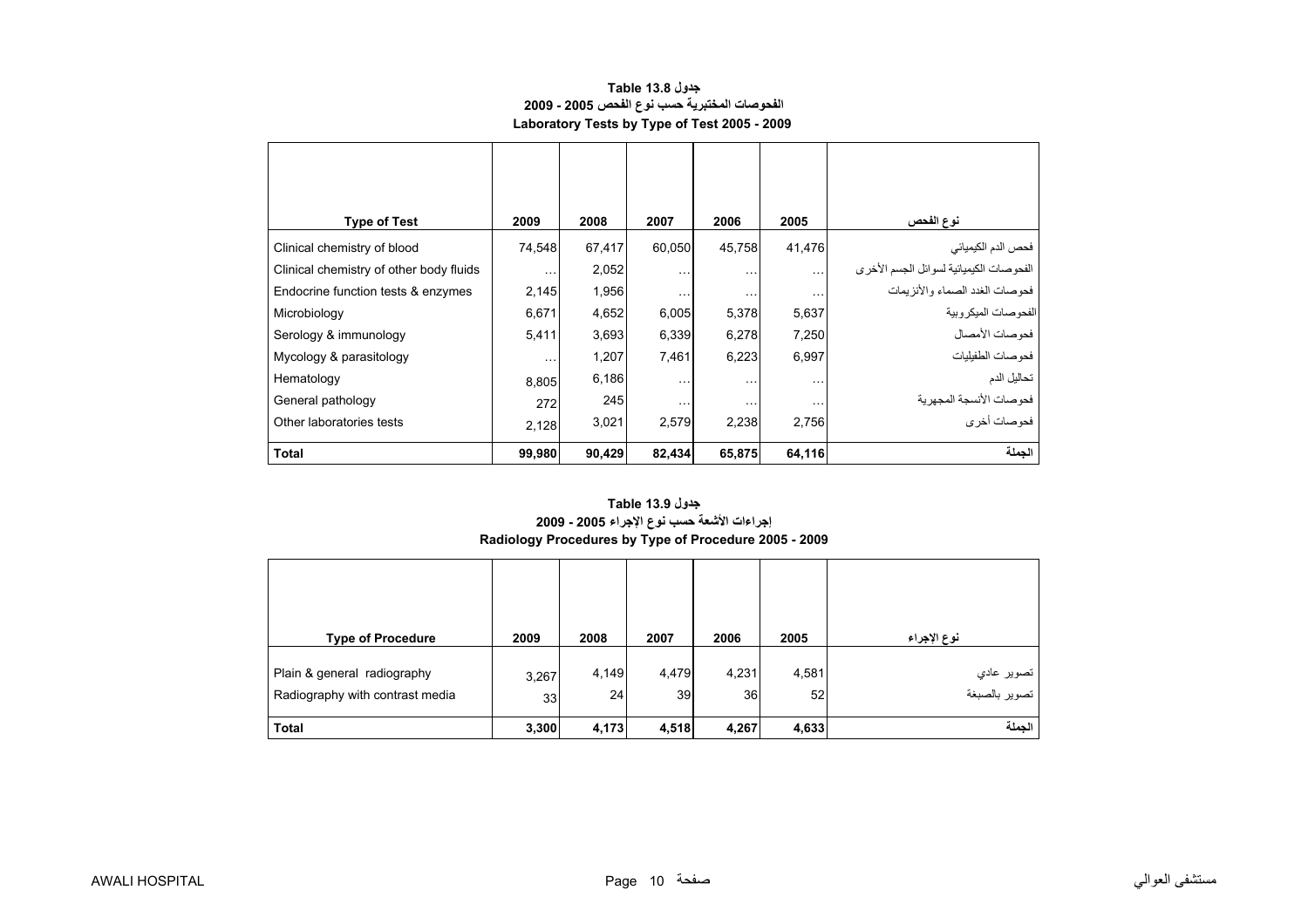## جدول Table 13.8
## الفحوصات المختبرية حسب نوع الفحص 2005 - 2009
## Laboratory Tests by Type of Test 2005 - 2009

| Type of Test | 2009 | 2008 | 2007 | 2006 | 2005 | نوع الفحص |
|---|---|---|---|---|---|---|
| Clinical chemistry of blood | 74,548 | 67,417 | 60,050 | 45,758 | 41,476 | فحص الدم الكيميائي |
| Clinical chemistry of other body fluids | … | 2,052 | … | … | … | الفحوصات الكيميائية لسوائل الجسم الأخرى |
| Endocrine function tests & enzymes | 2,145 | 1,956 | … | … | … | فحوصات الغدد الصماء والأنزيمات |
| Microbiology | 6,671 | 4,652 | 6,005 | 5,378 | 5,637 | الفحوصات الميكروبية |
| Serology & immunology | 5,411 | 3,693 | 6,339 | 6,278 | 7,250 | فحوصات الأمصال |
| Mycology & parasitology | … | 1,207 | 7,461 | 6,223 | 6,997 | فحوصات الطفيليات |
| Hematology | 8,805 | 6,186 | … | … | … | تحاليل الدم |
| General pathology | 272 | 245 | … | … | … | فحوصات الأنسجة المجهرية |
| Other laboratories tests | 2,128 | 3,021 | 2,579 | 2,238 | 2,756 | فحوصات أخرى |
| **Total** | **99,980** | **90,429** | **82,434** | **65,875** | **64,116** | **الجملة** |

## جدول Table 13.9
## إجراءات الأشعة حسب نوع الإجراء 2005 - 2009
## Radiology Procedures by Type of Procedure 2005 - 2009

| Type of Procedure | 2009 | 2008 | 2007 | 2006 | 2005 | نوع الإجراء |
|---|---|---|---|---|---|---|
| Plain & general radiography | 3,267 | 4,149 | 4,479 | 4,231 | 4,581 | تصوير عادي |
| Radiography with contrast media | 33 | 24 | 39 | 36 | 52 | تصوير بالصبغة |
| **Total** | **3,300** | **4,173** | **4,518** | **4,267** | **4,633** | **الجملة** |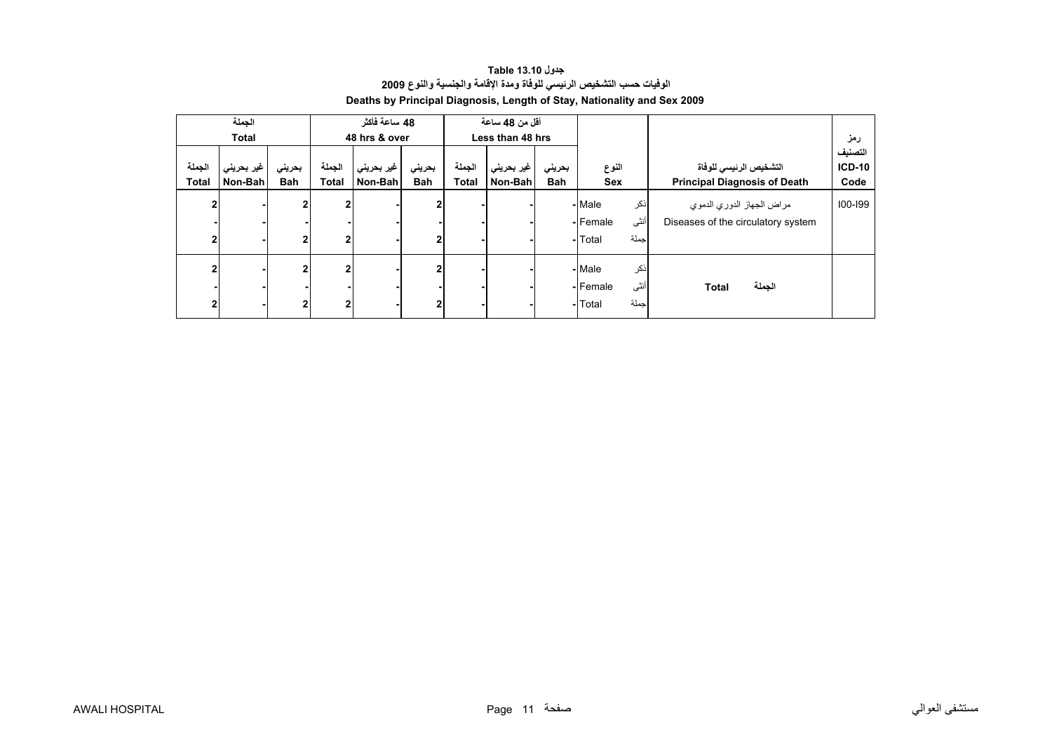**جدول Table 13.10**

**الوفيات حسب التشخيص الرئيسي للوفاة ومدة الإقامة والجنسية والنوع 2009**

**Deaths by Principal Diagnosis, Length of Stay, Nationality and Sex 2009**

| الجملة Total | | | 48 ساعة فأكثر 48 hrs & over | | | أقل من 48 ساعة Less than 48 hrs | | | | | |
|---|---|---|---|---|---|---|---|---|---|---|---|
| الجملة Total | غير بحريني Non-Bah | بحريني Bah | الجملة Total | غير بحريني Non-Bah | بحريني Bah | الجملة Total | غير بحريني Non-Bah | بحريني Bah | النوع Sex | التشخيص الرئيسي للوفاة Principal Diagnosis of Death | رمز التصنيف ICD-10 Code |
| 2 | - | 2 | 2 | - | 2 | - | - | - | Male ذكر | مراض الجهاز الدوري الدموي Diseases of the circulatory system | I00-I99 |
| - | - | - | - | - | - | - | - | - | Female أنثى | | |
| 2 | - | 2 | 2 | - | 2 | - | - | - | Total جملة | | |
| 2 | - | 2 | 2 | - | 2 | - | - | - | Male ذكر | Total الجملة | |
| - | - | - | - | - | - | - | - | - | Female أنثى | | |
| 2 | - | 2 | 2 | - | 2 | - | - | - | Total جملة | | |

AWALI HOSPITAL مستشفى العوالي